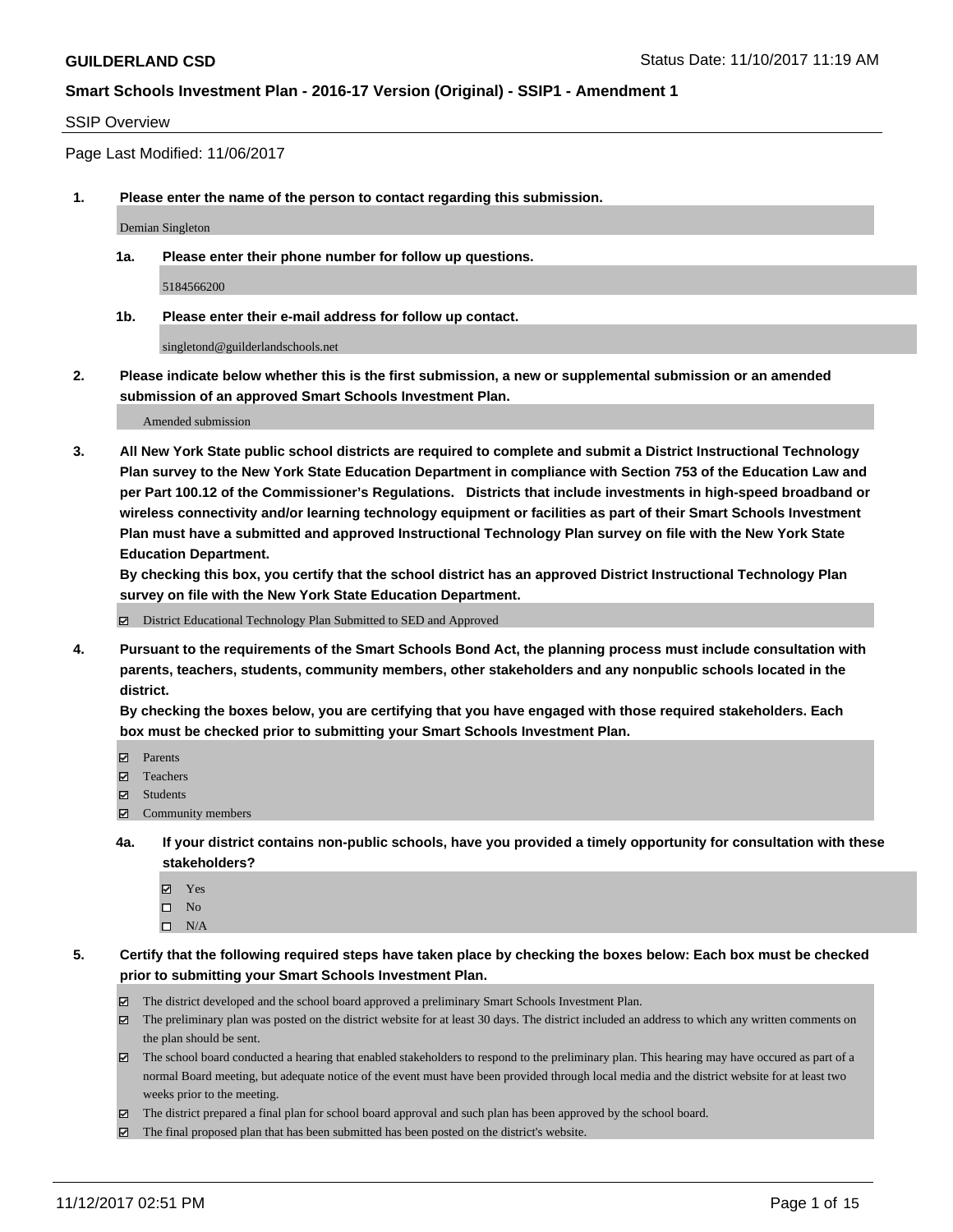**GUILDERLAND CSD** Status Date: 11/10/2017 11:19 AM

**Smart Schools Investment Plan - 2016-17 Version (Original) - SSIP1 - Amendment 1**

SSIP Overview

Page Last Modified: 11/06/2017

**1. Please enter the name of the person to contact regarding this submission.**

Demian Singleton

**1a. Please enter their phone number for follow up questions.**

5184566200

**1b. Please enter their e-mail address for follow up contact.**

singletond@guilderlandschools.net

**2. Please indicate below whether this is the first submission, a new or supplemental submission or an amended submission of an approved Smart Schools Investment Plan.**

Amended submission

**3. All New York State public school districts are required to complete and submit a District Instructional Technology Plan survey to the New York State Education Department in compliance with Section 753 of the Education Law and per Part 100.12 of the Commissioner's Regulations. Districts that include investments in high-speed broadband or wireless connectivity and/or learning technology equipment or facilities as part of their Smart Schools Investment Plan must have a submitted and approved Instructional Technology Plan survey on file with the New York State Education Department.**
**By checking this box, you certify that the school district has an approved District Instructional Technology Plan survey on file with the New York State Education Department.**

☑ District Educational Technology Plan Submitted to SED and Approved

**4. Pursuant to the requirements of the Smart Schools Bond Act, the planning process must include consultation with parents, teachers, students, community members, other stakeholders and any nonpublic schools located in the district.**
**By checking the boxes below, you are certifying that you have engaged with those required stakeholders. Each box must be checked prior to submitting your Smart Schools Investment Plan.**

☑ Parents
☑ Teachers
☑ Students
☑ Community members

**4a. If your district contains non-public schools, have you provided a timely opportunity for consultation with these stakeholders?**

☑ Yes
☐ No
☐ N/A

**5. Certify that the following required steps have taken place by checking the boxes below: Each box must be checked prior to submitting your Smart Schools Investment Plan.**

☑ The district developed and the school board approved a preliminary Smart Schools Investment Plan.
☑ The preliminary plan was posted on the district website for at least 30 days. The district included an address to which any written comments on the plan should be sent.
☑ The school board conducted a hearing that enabled stakeholders to respond to the preliminary plan. This hearing may have occured as part of a normal Board meeting, but adequate notice of the event must have been provided through local media and the district website for at least two weeks prior to the meeting.
☑ The district prepared a final plan for school board approval and such plan has been approved by the school board.
☑ The final proposed plan that has been submitted has been posted on the district's website.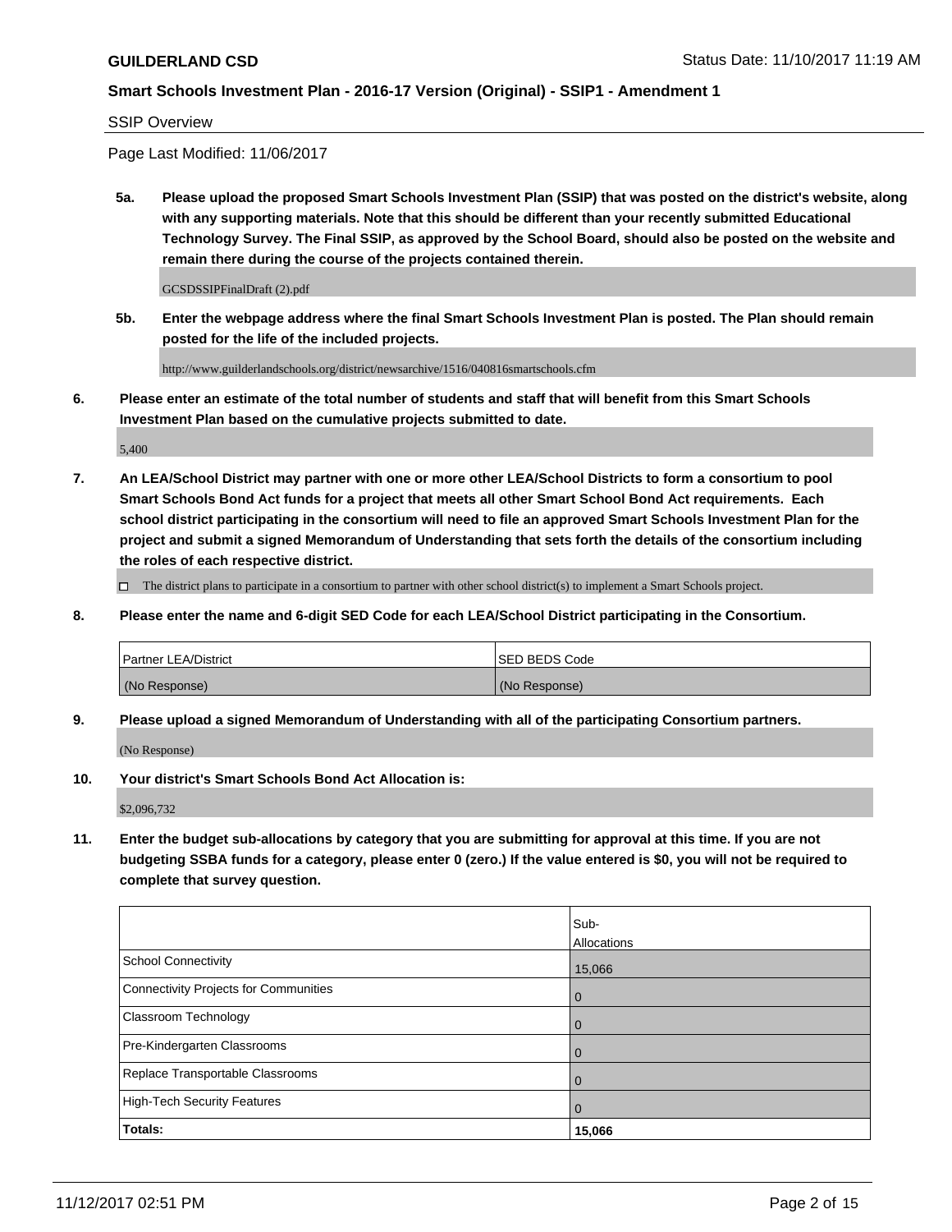SSIP Overview

Page Last Modified: 11/06/2017

**5a. Please upload the proposed Smart Schools Investment Plan (SSIP) that was posted on the district's website, along with any supporting materials. Note that this should be different than your recently submitted Educational Technology Survey. The Final SSIP, as approved by the School Board, should also be posted on the website and remain there during the course of the projects contained therein.**

GCSDSSIPFinalDraft (2).pdf

**5b. Enter the webpage address where the final Smart Schools Investment Plan is posted. The Plan should remain posted for the life of the included projects.**

http://www.guilderlandschools.org/district/newsarchive/1516/040816smartschools.cfm

**6. Please enter an estimate of the total number of students and staff that will benefit from this Smart Schools Investment Plan based on the cumulative projects submitted to date.**

5,400

**7. An LEA/School District may partner with one or more other LEA/School Districts to form a consortium to pool Smart Schools Bond Act funds for a project that meets all other Smart School Bond Act requirements. Each school district participating in the consortium will need to file an approved Smart Schools Investment Plan for the project and submit a signed Memorandum of Understanding that sets forth the details of the consortium including the roles of each respective district.**

☐ The district plans to participate in a consortium to partner with other school district(s) to implement a Smart Schools project.

**8. Please enter the name and 6-digit SED Code for each LEA/School District participating in the Consortium.**

| Partner LEA/District | SED BEDS Code |
|---|---|
| (No Response) | (No Response) |

**9. Please upload a signed Memorandum of Understanding with all of the participating Consortium partners.**

(No Response)

**10. Your district's Smart Schools Bond Act Allocation is:**

$2,096,732

**11. Enter the budget sub-allocations by category that you are submitting for approval at this time. If you are not budgeting SSBA funds for a category, please enter 0 (zero.) If the value entered is $0, you will not be required to complete that survey question.**

| | Sub-Allocations |
|---|---|
| School Connectivity | 15,066 |
| Connectivity Projects for Communities | 0 |
| Classroom Technology | 0 |
| Pre-Kindergarten Classrooms | 0 |
| Replace Transportable Classrooms | 0 |
| High-Tech Security Features | 0 |
| **Totals:** | **15,066** |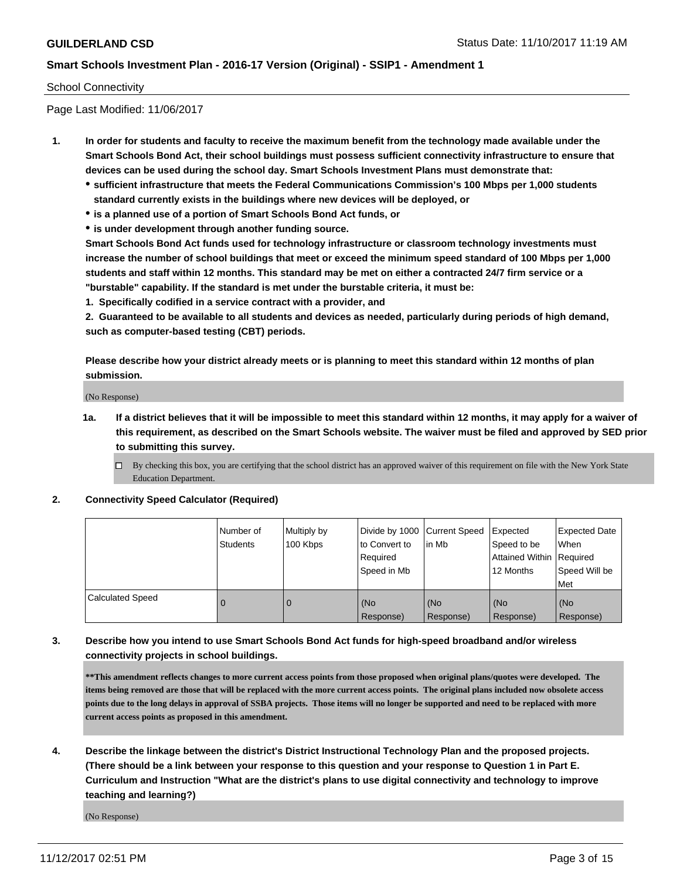School Connectivity

Page Last Modified: 11/06/2017

1. **In order for students and faculty to receive the maximum benefit from the technology made available under the Smart Schools Bond Act, their school buildings must possess sufficient connectivity infrastructure to ensure that devices can be used during the school day. Smart Schools Investment Plans must demonstrate that:**
   - **sufficient infrastructure that meets the Federal Communications Commission's 100 Mbps per 1,000 students standard currently exists in the buildings where new devices will be deployed, or**
   - **is a planned use of a portion of Smart Schools Bond Act funds, or**
   - **is under development through another funding source.**

   **Smart Schools Bond Act funds used for technology infrastructure or classroom technology investments must increase the number of school buildings that meet or exceed the minimum speed standard of 100 Mbps per 1,000 students and staff within 12 months. This standard may be met on either a contracted 24/7 firm service or a "burstable" capability. If the standard is met under the burstable criteria, it must be:**

   **1. Specifically codified in a service contract with a provider, and**

   **2. Guaranteed to be available to all students and devices as needed, particularly during periods of high demand, such as computer-based testing (CBT) periods.**

   **Please describe how your district already meets or is planning to meet this standard within 12 months of plan submission.**

   (No Response)

   **1a. If a district believes that it will be impossible to meet this standard within 12 months, it may apply for a waiver of this requirement, as described on the Smart Schools website. The waiver must be filed and approved by SED prior to submitting this survey.**

   ☐ By checking this box, you are certifying that the school district has an approved waiver of this requirement on file with the New York State Education Department.

2. **Connectivity Speed Calculator (Required)**

| | Number of Students | Multiply by 100 Kbps | Divide by 1000 to Convert to Required Speed in Mb | Current Speed in Mb | Expected Speed to be Attained Within 12 Months | Expected Date When Required Speed Will be Met |
|---|---|---|---|---|---|---|
| Calculated Speed | 0 | 0 | (No Response) | (No Response) | (No Response) | (No Response) |

3. **Describe how you intend to use Smart Schools Bond Act funds for high-speed broadband and/or wireless connectivity projects in school buildings.**

   **\*\*This amendment reflects changes to more current access points from those proposed when original plans/quotes were developed. The items being removed are those that will be replaced with the more current access points. The original plans included now obsolete access points due to the long delays in approval of SSBA projects. Those items will no longer be supported and need to be replaced with more current access points as proposed in this amendment.**

4. **Describe the linkage between the district's District Instructional Technology Plan and the proposed projects. (There should be a link between your response to this question and your response to Question 1 in Part E. Curriculum and Instruction "What are the district's plans to use digital connectivity and technology to improve teaching and learning?)**

   (No Response)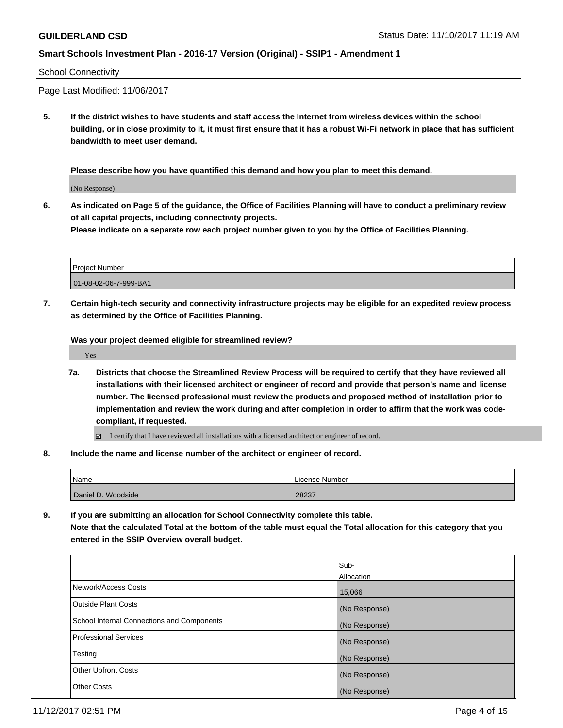School Connectivity

Page Last Modified: 11/06/2017

**5. If the district wishes to have students and staff access the Internet from wireless devices within the school building, or in close proximity to it, it must first ensure that it has a robust Wi-Fi network in place that has sufficient bandwidth to meet user demand.**

**Please describe how you have quantified this demand and how you plan to meet this demand.**

(No Response)

**6. As indicated on Page 5 of the guidance, the Office of Facilities Planning will have to conduct a preliminary review of all capital projects, including connectivity projects.**
**Please indicate on a separate row each project number given to you by the Office of Facilities Planning.**

| Project Number |
|---|
| 01-08-02-06-7-999-BA1 |

**7. Certain high-tech security and connectivity infrastructure projects may be eligible for an expedited review process as determined by the Office of Facilities Planning.**

**Was your project deemed eligible for streamlined review?**

Yes

**7a. Districts that choose the Streamlined Review Process will be required to certify that they have reviewed all installations with their licensed architect or engineer of record and provide that person's name and license number. The licensed professional must review the products and proposed method of installation prior to implementation and review the work during and after completion in order to affirm that the work was code-compliant, if requested.**

☑ I certify that I have reviewed all installations with a licensed architect or engineer of record.

**8. Include the name and license number of the architect or engineer of record.**

| Name | License Number |
|---|---|
| Daniel D. Woodside | 28237 |

**9. If you are submitting an allocation for School Connectivity complete this table.**
**Note that the calculated Total at the bottom of the table must equal the Total allocation for this category that you entered in the SSIP Overview overall budget.**

| | Sub-Allocation |
|---|---|
| Network/Access Costs | 15,066 |
| Outside Plant Costs | (No Response) |
| School Internal Connections and Components | (No Response) |
| Professional Services | (No Response) |
| Testing | (No Response) |
| Other Upfront Costs | (No Response) |
| Other Costs | (No Response) |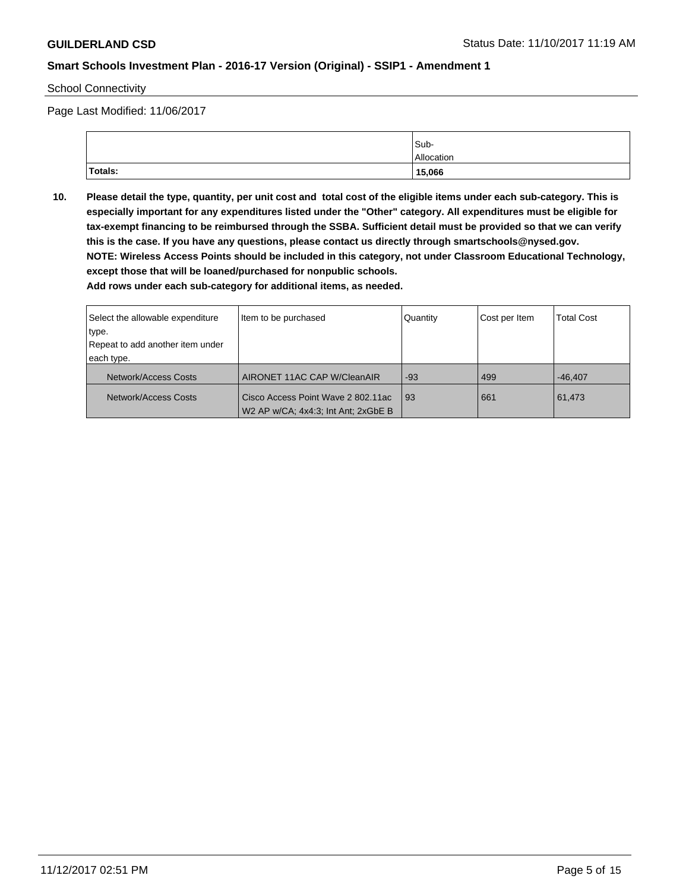School Connectivity

Page Last Modified: 11/06/2017

| | Sub-Allocation |
|---|---|
| **Totals:** | **15,066** |

**10. Please detail the type, quantity, per unit cost and total cost of the eligible items under each sub-category. This is especially important for any expenditures listed under the "Other" category. All expenditures must be eligible for tax-exempt financing to be reimbursed through the SSBA. Sufficient detail must be provided so that we can verify this is the case. If you have any questions, please contact us directly through smartschools@nysed.gov.**
**NOTE: Wireless Access Points should be included in this category, not under Classroom Educational Technology, except those that will be loaned/purchased for nonpublic schools.**
**Add rows under each sub-category for additional items, as needed.**

| Select the allowable expenditure type. Repeat to add another item under each type. | Item to be purchased | Quantity | Cost per Item | Total Cost |
|---|---|---|---|---|
| Network/Access Costs | AIRONET 11AC CAP W/CleanAIR | -93 | 499 | -46,407 |
| Network/Access Costs | Cisco Access Point Wave 2 802.11ac W2 AP w/CA; 4x4:3; Int Ant; 2xGbE B | 93 | 661 | 61,473 |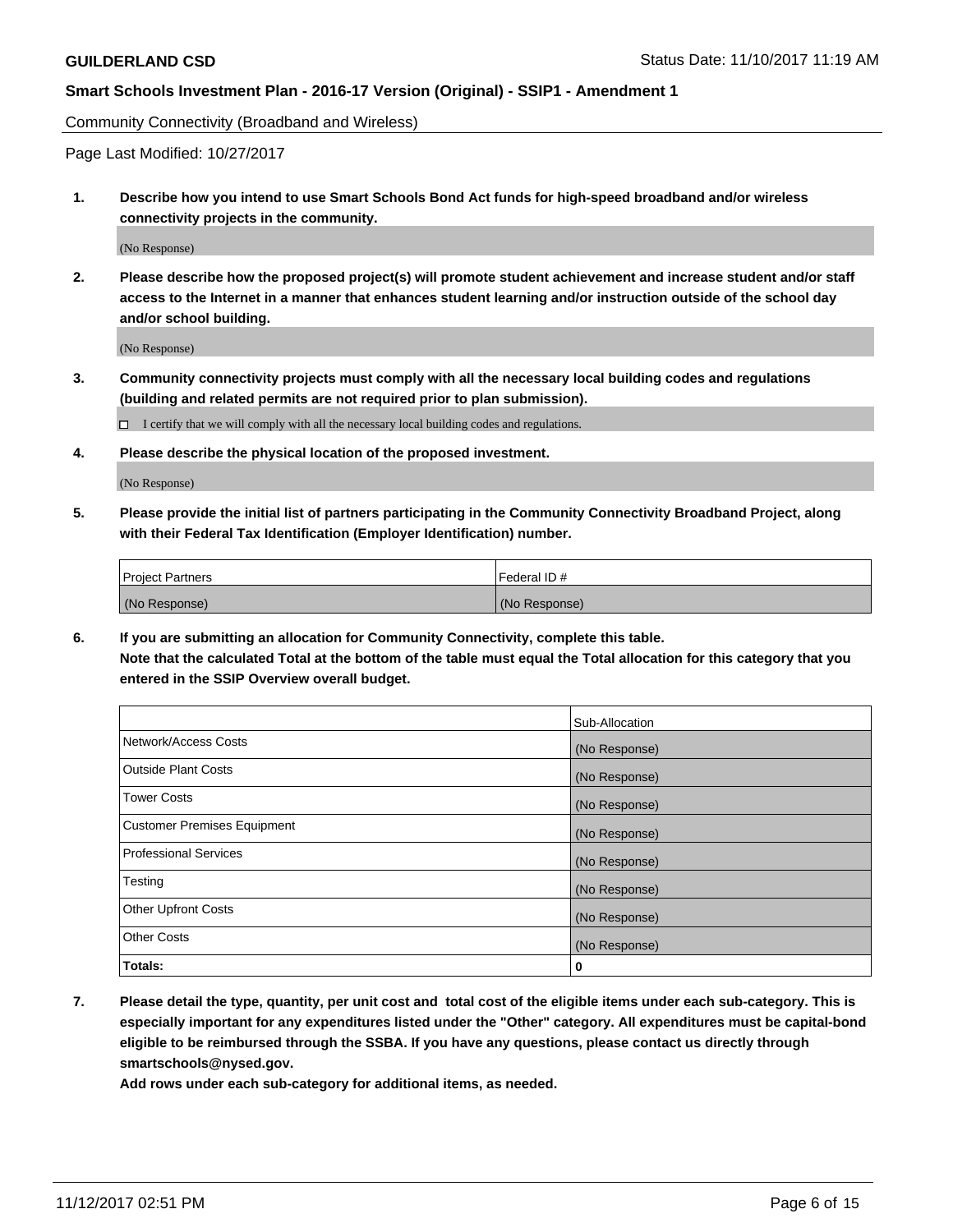Community Connectivity (Broadband and Wireless)

Page Last Modified: 10/27/2017

1. **Describe how you intend to use Smart Schools Bond Act funds for high-speed broadband and/or wireless connectivity projects in the community.**

   (No Response)

2. **Please describe how the proposed project(s) will promote student achievement and increase student and/or staff access to the Internet in a manner that enhances student learning and/or instruction outside of the school day and/or school building.**

   (No Response)

3. **Community connectivity projects must comply with all the necessary local building codes and regulations (building and related permits are not required prior to plan submission).**

   ☐ I certify that we will comply with all the necessary local building codes and regulations.

4. **Please describe the physical location of the proposed investment.**

   (No Response)

5. **Please provide the initial list of partners participating in the Community Connectivity Broadband Project, along with their Federal Tax Identification (Employer Identification) number.**

| Project Partners | Federal ID # |
| --- | --- |
| (No Response) | (No Response) |

6. **If you are submitting an allocation for Community Connectivity, complete this table.**
   **Note that the calculated Total at the bottom of the table must equal the Total allocation for this category that you entered in the SSIP Overview overall budget.**

| | Sub-Allocation |
| --- | --- |
| Network/Access Costs | (No Response) |
| Outside Plant Costs | (No Response) |
| Tower Costs | (No Response) |
| Customer Premises Equipment | (No Response) |
| Professional Services | (No Response) |
| Testing | (No Response) |
| Other Upfront Costs | (No Response) |
| Other Costs | (No Response) |
| **Totals:** | **0** |

7. **Please detail the type, quantity, per unit cost and total cost of the eligible items under each sub-category. This is especially important for any expenditures listed under the "Other" category. All expenditures must be capital-bond eligible to be reimbursed through the SSBA. If you have any questions, please contact us directly through smartschools@nysed.gov.**

   **Add rows under each sub-category for additional items, as needed.**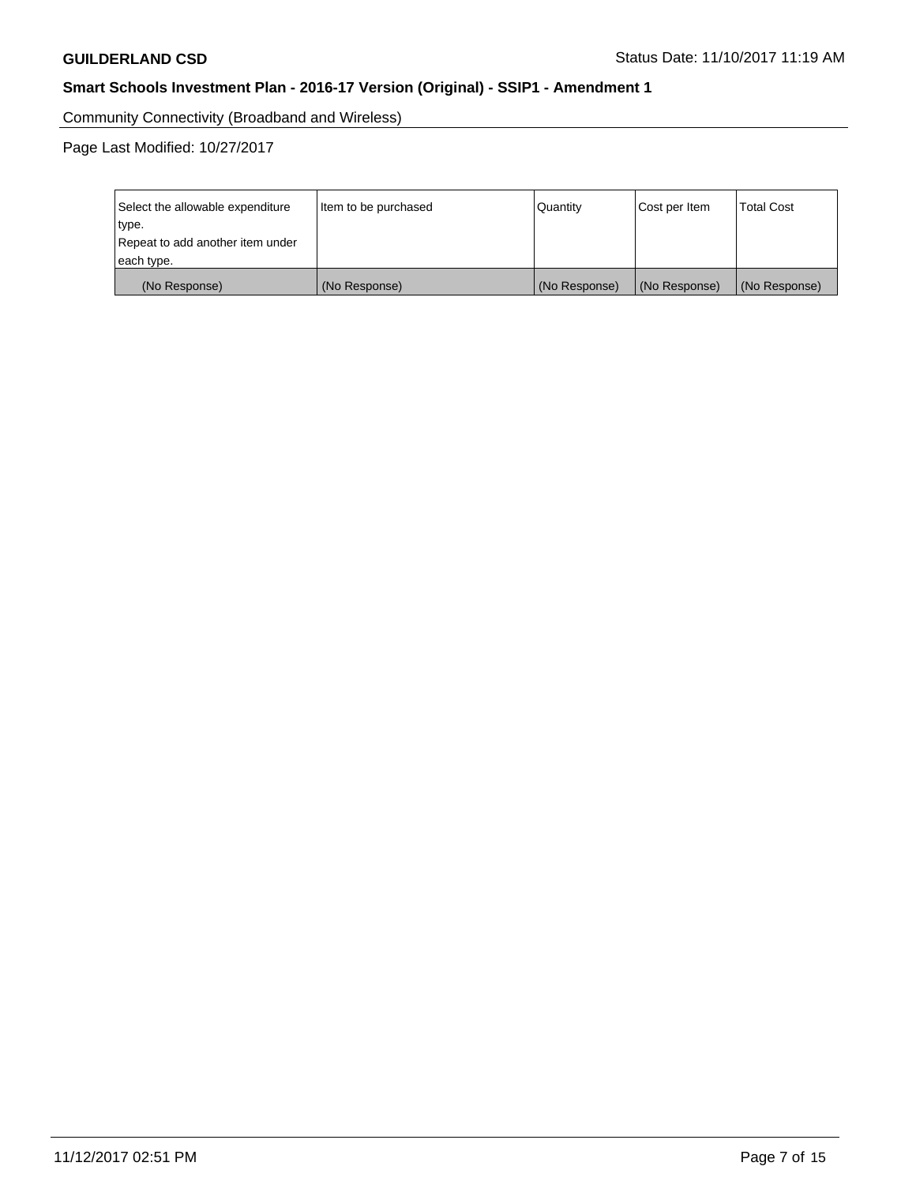Community Connectivity (Broadband and Wireless)

Page Last Modified: 10/27/2017

| Select the allowable expenditure type.<br>Repeat to add another item under each type. | Item to be purchased | Quantity | Cost per Item | Total Cost |
|---|---|---|---|---|
| (No Response) | (No Response) | (No Response) | (No Response) | (No Response) |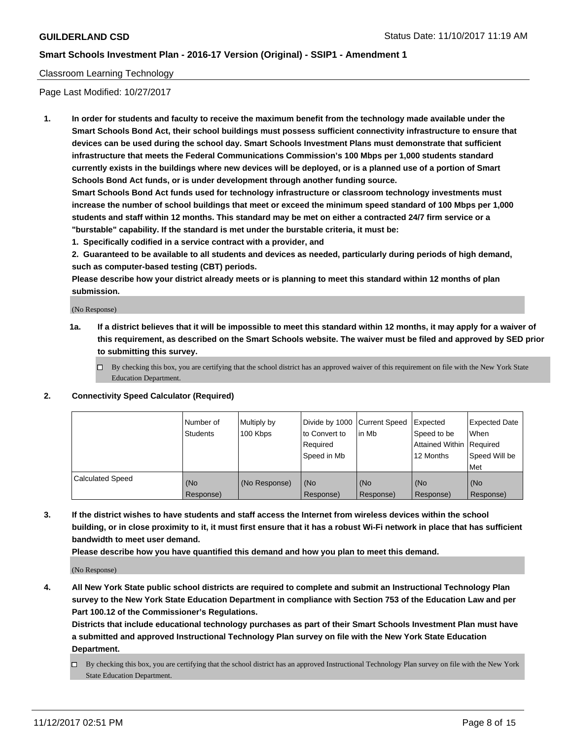## Classroom Learning Technology

Page Last Modified: 10/27/2017

**1. In order for students and faculty to receive the maximum benefit from the technology made available under the Smart Schools Bond Act, their school buildings must possess sufficient connectivity infrastructure to ensure that devices can be used during the school day. Smart Schools Investment Plans must demonstrate that sufficient infrastructure that meets the Federal Communications Commission's 100 Mbps per 1,000 students standard currently exists in the buildings where new devices will be deployed, or is a planned use of a portion of Smart Schools Bond Act funds, or is under development through another funding source.**

**Smart Schools Bond Act funds used for technology infrastructure or classroom technology investments must increase the number of school buildings that meet or exceed the minimum speed standard of 100 Mbps per 1,000 students and staff within 12 months. This standard may be met on either a contracted 24/7 firm service or a "burstable" capability. If the standard is met under the burstable criteria, it must be:**

**1. Specifically codified in a service contract with a provider, and**

**2. Guaranteed to be available to all students and devices as needed, particularly during periods of high demand, such as computer-based testing (CBT) periods.**

**Please describe how your district already meets or is planning to meet this standard within 12 months of plan submission.**

(No Response)

**1a. If a district believes that it will be impossible to meet this standard within 12 months, it may apply for a waiver of this requirement, as described on the Smart Schools website. The waiver must be filed and approved by SED prior to submitting this survey.**

☐ By checking this box, you are certifying that the school district has an approved waiver of this requirement on file with the New York State Education Department.

**2. Connectivity Speed Calculator (Required)**

| | Number of Students | Multiply by 100 Kbps | Divide by 1000 to Convert to Required Speed in Mb | Current Speed in Mb | Expected Speed to be Attained Within 12 Months | Expected Date When Required Speed Will be Met |
|---|---|---|---|---|---|---|
| Calculated Speed | (No Response) | (No Response) | (No Response) | (No Response) | (No Response) | (No Response) |

**3. If the district wishes to have students and staff access the Internet from wireless devices within the school building, or in close proximity to it, it must first ensure that it has a robust Wi-Fi network in place that has sufficient bandwidth to meet user demand.**

**Please describe how you have quantified this demand and how you plan to meet this demand.**

(No Response)

**4. All New York State public school districts are required to complete and submit an Instructional Technology Plan survey to the New York State Education Department in compliance with Section 753 of the Education Law and per Part 100.12 of the Commissioner's Regulations.**

**Districts that include educational technology purchases as part of their Smart Schools Investment Plan must have a submitted and approved Instructional Technology Plan survey on file with the New York State Education Department.**

☐ By checking this box, you are certifying that the school district has an approved Instructional Technology Plan survey on file with the New York State Education Department.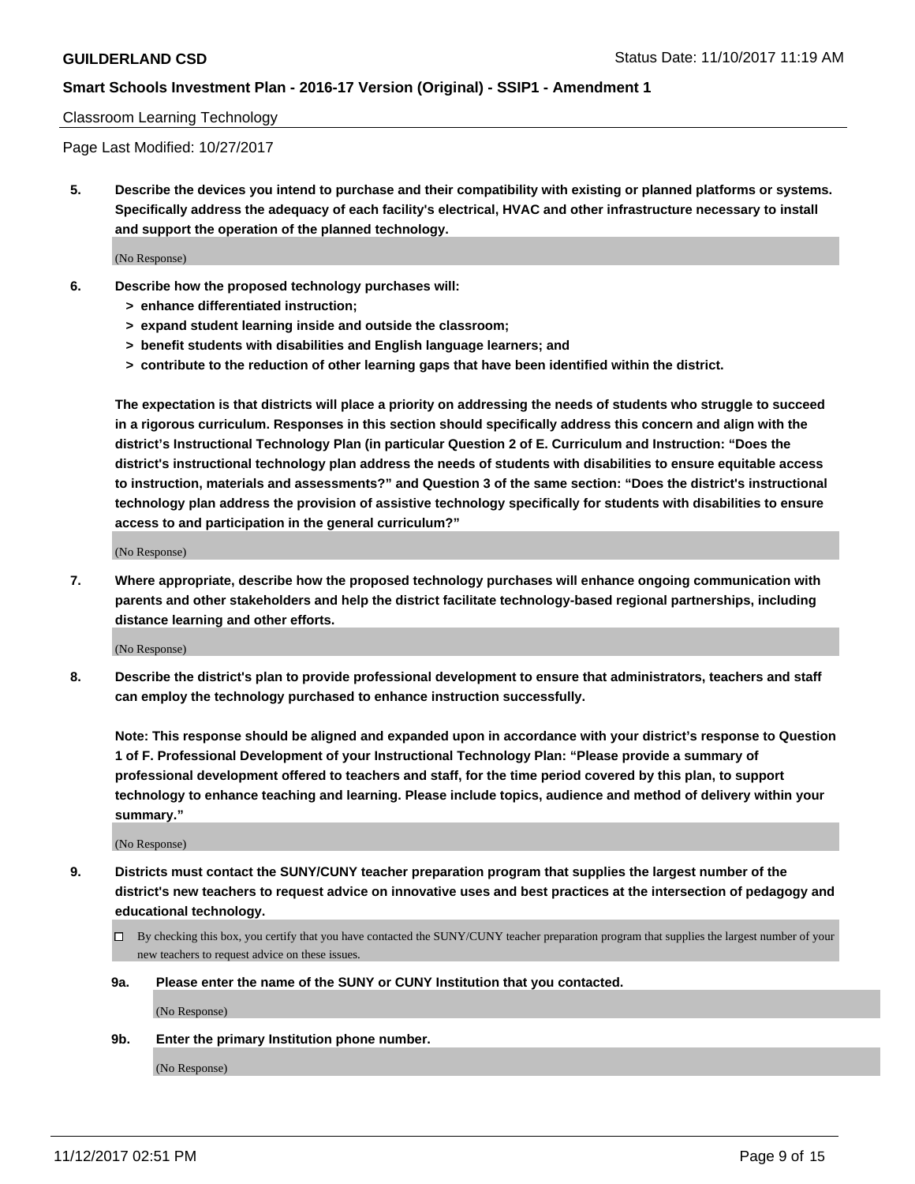Classroom Learning Technology

Page Last Modified: 10/27/2017

**5. Describe the devices you intend to purchase and their compatibility with existing or planned platforms or systems. Specifically address the adequacy of each facility's electrical, HVAC and other infrastructure necessary to install and support the operation of the planned technology.**

(No Response)

**6. Describe how the proposed technology purchases will:**
- **> enhance differentiated instruction;**
- **> expand student learning inside and outside the classroom;**
- **> benefit students with disabilities and English language learners; and**
- **> contribute to the reduction of other learning gaps that have been identified within the district.**

**The expectation is that districts will place a priority on addressing the needs of students who struggle to succeed in a rigorous curriculum. Responses in this section should specifically address this concern and align with the district's Instructional Technology Plan (in particular Question 2 of E. Curriculum and Instruction: "Does the district's instructional technology plan address the needs of students with disabilities to ensure equitable access to instruction, materials and assessments?" and Question 3 of the same section: "Does the district's instructional technology plan address the provision of assistive technology specifically for students with disabilities to ensure access to and participation in the general curriculum?"**

(No Response)

**7. Where appropriate, describe how the proposed technology purchases will enhance ongoing communication with parents and other stakeholders and help the district facilitate technology-based regional partnerships, including distance learning and other efforts.**

(No Response)

**8. Describe the district's plan to provide professional development to ensure that administrators, teachers and staff can employ the technology purchased to enhance instruction successfully.**

**Note: This response should be aligned and expanded upon in accordance with your district's response to Question 1 of F. Professional Development of your Instructional Technology Plan: "Please provide a summary of professional development offered to teachers and staff, for the time period covered by this plan, to support technology to enhance teaching and learning. Please include topics, audience and method of delivery within your summary."**

(No Response)

**9. Districts must contact the SUNY/CUNY teacher preparation program that supplies the largest number of the district's new teachers to request advice on innovative uses and best practices at the intersection of pedagogy and educational technology.**

☐ By checking this box, you certify that you have contacted the SUNY/CUNY teacher preparation program that supplies the largest number of your new teachers to request advice on these issues.

**9a. Please enter the name of the SUNY or CUNY Institution that you contacted.**

(No Response)

**9b. Enter the primary Institution phone number.**

(No Response)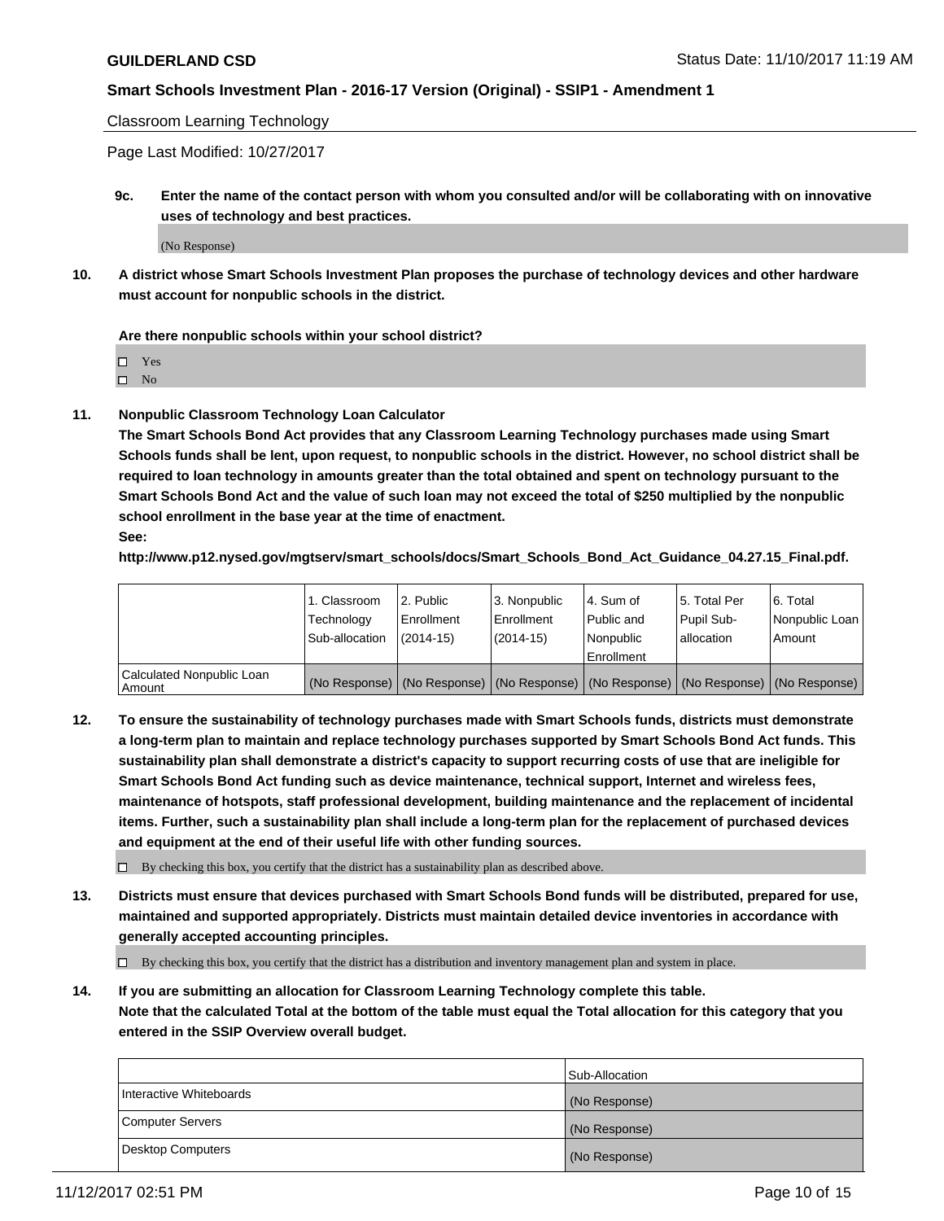Classroom Learning Technology

Page Last Modified: 10/27/2017

**9c. Enter the name of the contact person with whom you consulted and/or will be collaborating with on innovative uses of technology and best practices.**

(No Response)

**10. A district whose Smart Schools Investment Plan proposes the purchase of technology devices and other hardware must account for nonpublic schools in the district.**

**Are there nonpublic schools within your school district?**

- ☐ Yes
- ☐ No

**11. Nonpublic Classroom Technology Loan Calculator**

**The Smart Schools Bond Act provides that any Classroom Learning Technology purchases made using Smart Schools funds shall be lent, upon request, to nonpublic schools in the district. However, no school district shall be required to loan technology in amounts greater than the total obtained and spent on technology pursuant to the Smart Schools Bond Act and the value of such loan may not exceed the total of $250 multiplied by the nonpublic school enrollment in the base year at the time of enactment.**

**See:**

**http://www.p12.nysed.gov/mgtserv/smart_schools/docs/Smart_Schools_Bond_Act_Guidance_04.27.15_Final.pdf.**

| | 1. Classroom Technology Sub-allocation | 2. Public Enrollment (2014-15) | 3. Nonpublic Enrollment (2014-15) | 4. Sum of Public and Nonpublic Enrollment | 5. Total Per Pupil Sub-allocation | 6. Total Nonpublic Loan Amount |
|---|---|---|---|---|---|---|
| Calculated Nonpublic Loan Amount | (No Response) | (No Response) | (No Response) | (No Response) | (No Response) | (No Response) |

**12. To ensure the sustainability of technology purchases made with Smart Schools funds, districts must demonstrate a long-term plan to maintain and replace technology purchases supported by Smart Schools Bond Act funds. This sustainability plan shall demonstrate a district's capacity to support recurring costs of use that are ineligible for Smart Schools Bond Act funding such as device maintenance, technical support, Internet and wireless fees, maintenance of hotspots, staff professional development, building maintenance and the replacement of incidental items. Further, such a sustainability plan shall include a long-term plan for the replacement of purchased devices and equipment at the end of their useful life with other funding sources.**

☐ By checking this box, you certify that the district has a sustainability plan as described above.

**13. Districts must ensure that devices purchased with Smart Schools Bond funds will be distributed, prepared for use, maintained and supported appropriately. Districts must maintain detailed device inventories in accordance with generally accepted accounting principles.**

☐ By checking this box, you certify that the district has a distribution and inventory management plan and system in place.

**14. If you are submitting an allocation for Classroom Learning Technology complete this table. Note that the calculated Total at the bottom of the table must equal the Total allocation for this category that you entered in the SSIP Overview overall budget.**

| | Sub-Allocation |
|---|---|
| Interactive Whiteboards | (No Response) |
| Computer Servers | (No Response) |
| Desktop Computers | (No Response) |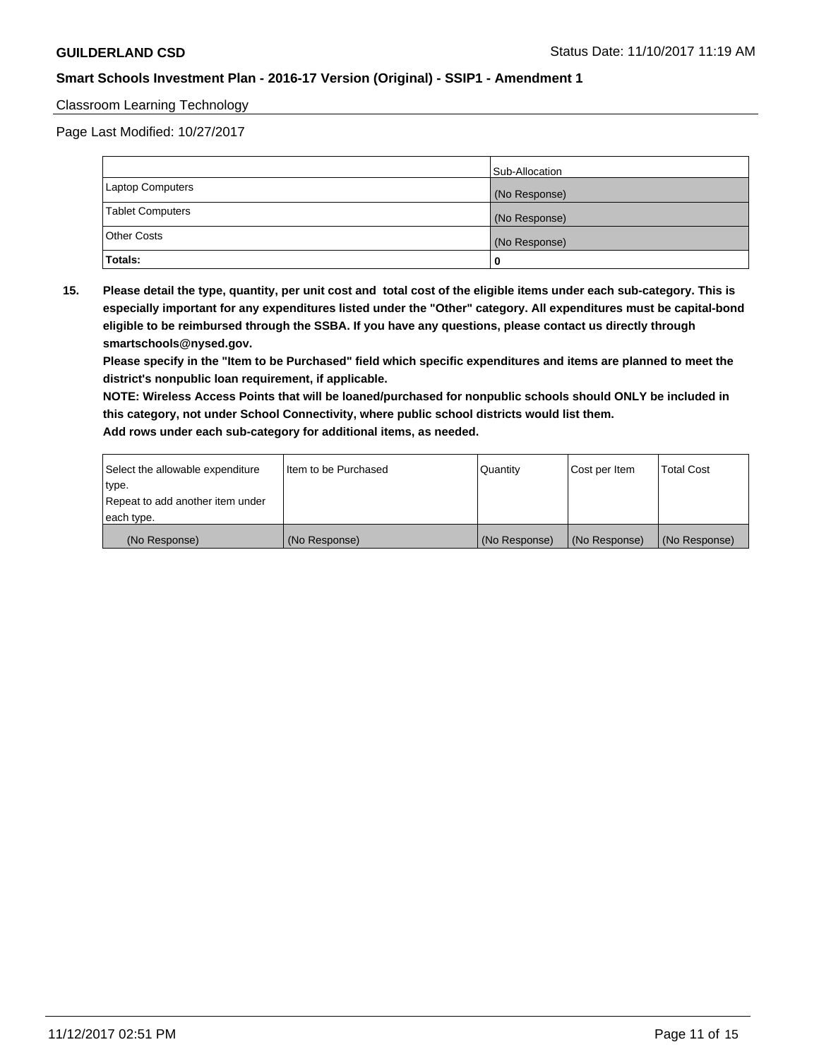Classroom Learning Technology

Page Last Modified: 10/27/2017

| | Sub-Allocation |
|---|---|
| Laptop Computers | (No Response) |
| Tablet Computers | (No Response) |
| Other Costs | (No Response) |
| **Totals:** | **0** |

**15. Please detail the type, quantity, per unit cost and total cost of the eligible items under each sub-category. This is especially important for any expenditures listed under the "Other" category. All expenditures must be capital-bond eligible to be reimbursed through the SSBA. If you have any questions, please contact us directly through smartschools@nysed.gov.**

**Please specify in the "Item to be Purchased" field which specific expenditures and items are planned to meet the district's nonpublic loan requirement, if applicable.**

**NOTE: Wireless Access Points that will be loaned/purchased for nonpublic schools should ONLY be included in this category, not under School Connectivity, where public school districts would list them.**

**Add rows under each sub-category for additional items, as needed.**

| Select the allowable expenditure type. Repeat to add another item under each type. | Item to be Purchased | Quantity | Cost per Item | Total Cost |
|---|---|---|---|---|
| (No Response) | (No Response) | (No Response) | (No Response) | (No Response) |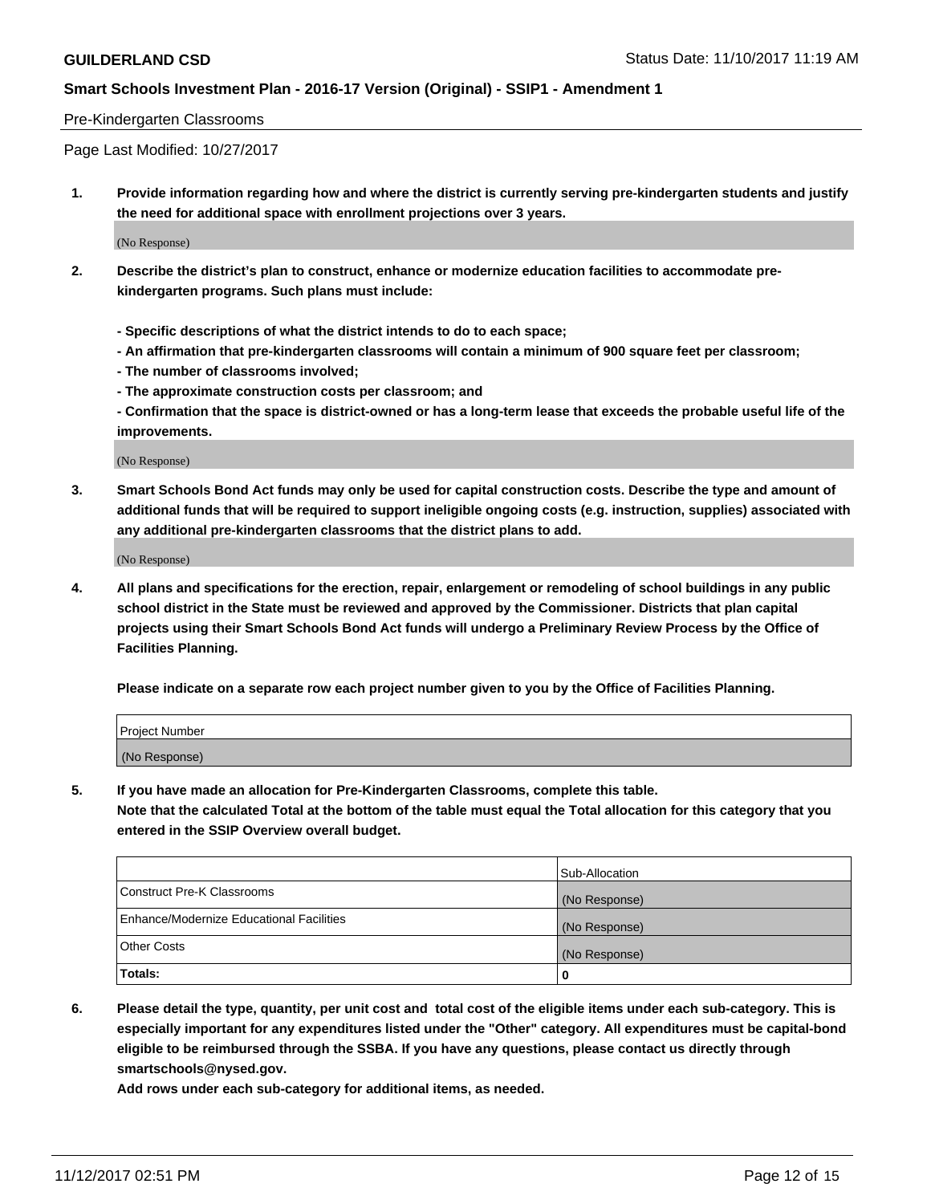Pre-Kindergarten Classrooms

Page Last Modified: 10/27/2017

1. **Provide information regarding how and where the district is currently serving pre-kindergarten students and justify the need for additional space with enrollment projections over 3 years.**

   (No Response)

2. **Describe the district's plan to construct, enhance or modernize education facilities to accommodate pre-kindergarten programs. Such plans must include:**

   **- Specific descriptions of what the district intends to do to each space;**
   **- An affirmation that pre-kindergarten classrooms will contain a minimum of 900 square feet per classroom;**
   **- The number of classrooms involved;**
   **- The approximate construction costs per classroom; and**
   **- Confirmation that the space is district-owned or has a long-term lease that exceeds the probable useful life of the improvements.**

   (No Response)

3. **Smart Schools Bond Act funds may only be used for capital construction costs. Describe the type and amount of additional funds that will be required to support ineligible ongoing costs (e.g. instruction, supplies) associated with any additional pre-kindergarten classrooms that the district plans to add.**

   (No Response)

4. **All plans and specifications for the erection, repair, enlargement or remodeling of school buildings in any public school district in the State must be reviewed and approved by the Commissioner. Districts that plan capital projects using their Smart Schools Bond Act funds will undergo a Preliminary Review Process by the Office of Facilities Planning.**

   **Please indicate on a separate row each project number given to you by the Office of Facilities Planning.**

| Project Number |
| --- |
| (No Response) |

5. **If you have made an allocation for Pre-Kindergarten Classrooms, complete this table.**
   **Note that the calculated Total at the bottom of the table must equal the Total allocation for this category that you entered in the SSIP Overview overall budget.**

| | Sub-Allocation |
| --- | --- |
| Construct Pre-K Classrooms | (No Response) |
| Enhance/Modernize Educational Facilities | (No Response) |
| Other Costs | (No Response) |
| **Totals:** | **0** |

6. **Please detail the type, quantity, per unit cost and total cost of the eligible items under each sub-category. This is especially important for any expenditures listed under the "Other" category. All expenditures must be capital-bond eligible to be reimbursed through the SSBA. If you have any questions, please contact us directly through smartschools@nysed.gov.**

   **Add rows under each sub-category for additional items, as needed.**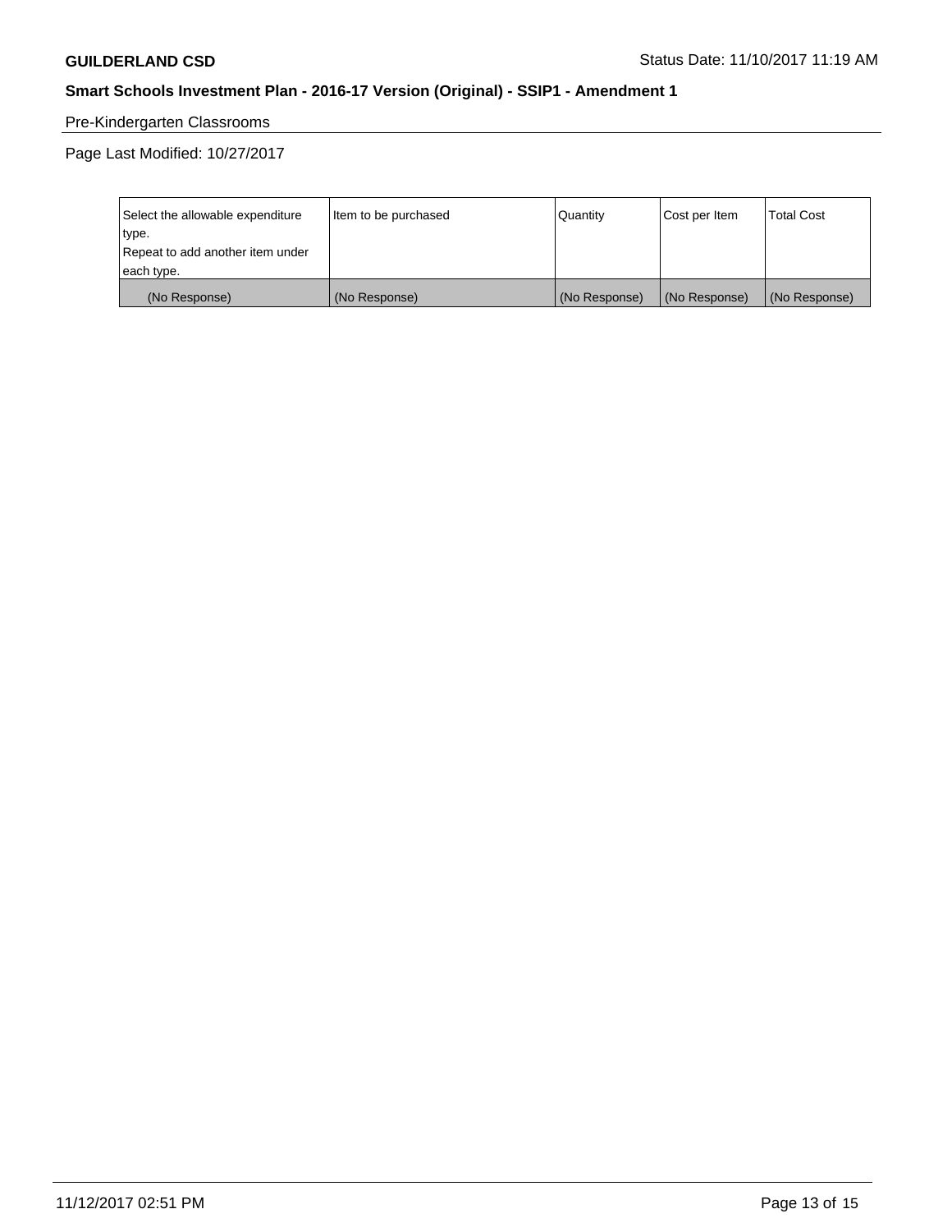Pre-Kindergarten Classrooms

Page Last Modified: 10/27/2017

| Select the allowable expenditure type. Repeat to add another item under each type. | Item to be purchased | Quantity | Cost per Item | Total Cost |
|---|---|---|---|---|
| (No Response) | (No Response) | (No Response) | (No Response) | (No Response) |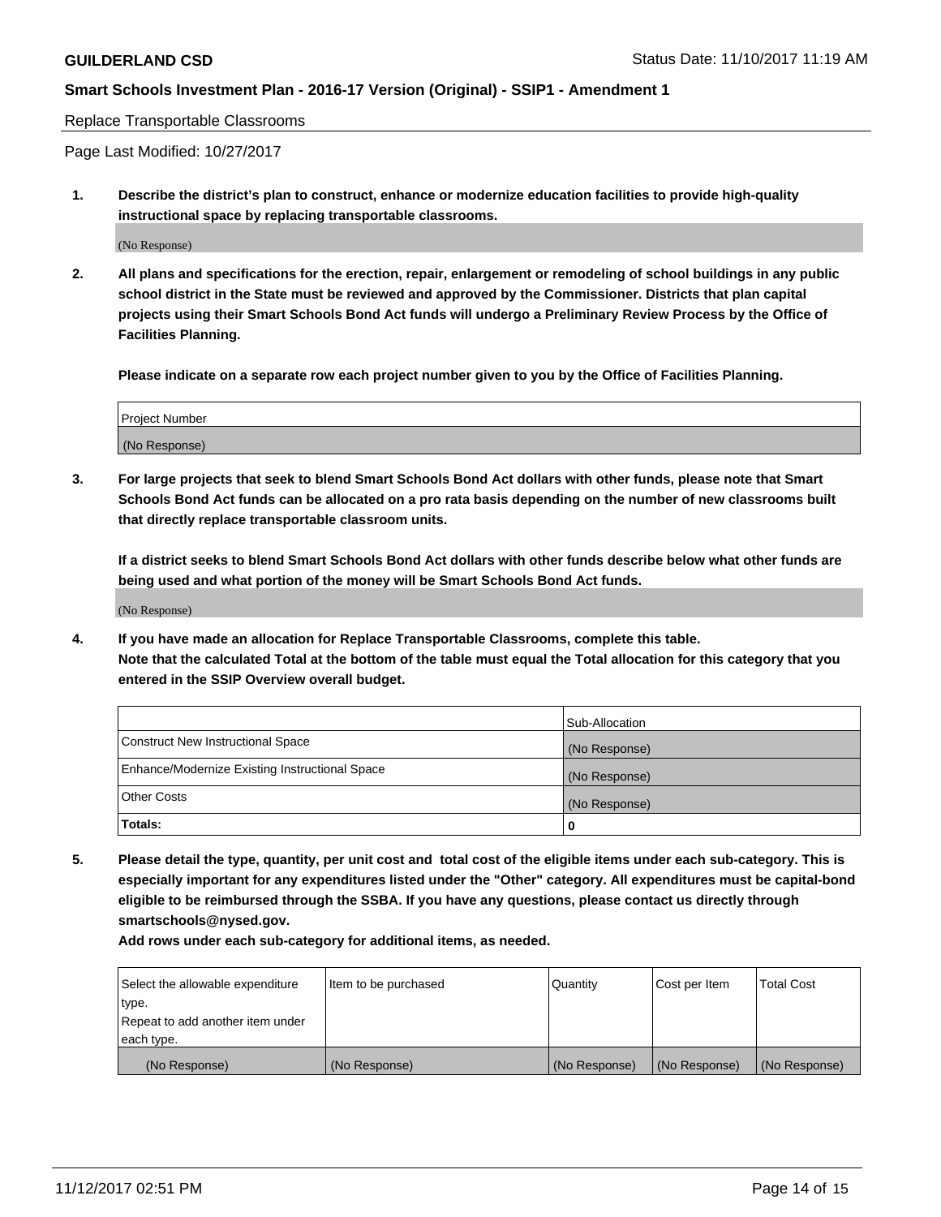Replace Transportable Classrooms

Page Last Modified: 10/27/2017

**1. Describe the district's plan to construct, enhance or modernize education facilities to provide high-quality instructional space by replacing transportable classrooms.**

(No Response)

**2. All plans and specifications for the erection, repair, enlargement or remodeling of school buildings in any public school district in the State must be reviewed and approved by the Commissioner. Districts that plan capital projects using their Smart Schools Bond Act funds will undergo a Preliminary Review Process by the Office of Facilities Planning.**

**Please indicate on a separate row each project number given to you by the Office of Facilities Planning.**

| Project Number |
|---|
| (No Response) |

**3. For large projects that seek to blend Smart Schools Bond Act dollars with other funds, please note that Smart Schools Bond Act funds can be allocated on a pro rata basis depending on the number of new classrooms built that directly replace transportable classroom units.**

**If a district seeks to blend Smart Schools Bond Act dollars with other funds describe below what other funds are being used and what portion of the money will be Smart Schools Bond Act funds.**

(No Response)

**4. If you have made an allocation for Replace Transportable Classrooms, complete this table. Note that the calculated Total at the bottom of the table must equal the Total allocation for this category that you entered in the SSIP Overview overall budget.**

| | Sub-Allocation |
|---|---|
| Construct New Instructional Space | (No Response) |
| Enhance/Modernize Existing Instructional Space | (No Response) |
| Other Costs | (No Response) |
| **Totals:** | **0** |

**5. Please detail the type, quantity, per unit cost and total cost of the eligible items under each sub-category. This is especially important for any expenditures listed under the "Other" category. All expenditures must be capital-bond eligible to be reimbursed through the SSBA. If you have any questions, please contact us directly through smartschools@nysed.gov.**

**Add rows under each sub-category for additional items, as needed.**

| Select the allowable expenditure type. Repeat to add another item under each type. | Item to be purchased | Quantity | Cost per Item | Total Cost |
|---|---|---|---|---|
| (No Response) | (No Response) | (No Response) | (No Response) | (No Response) |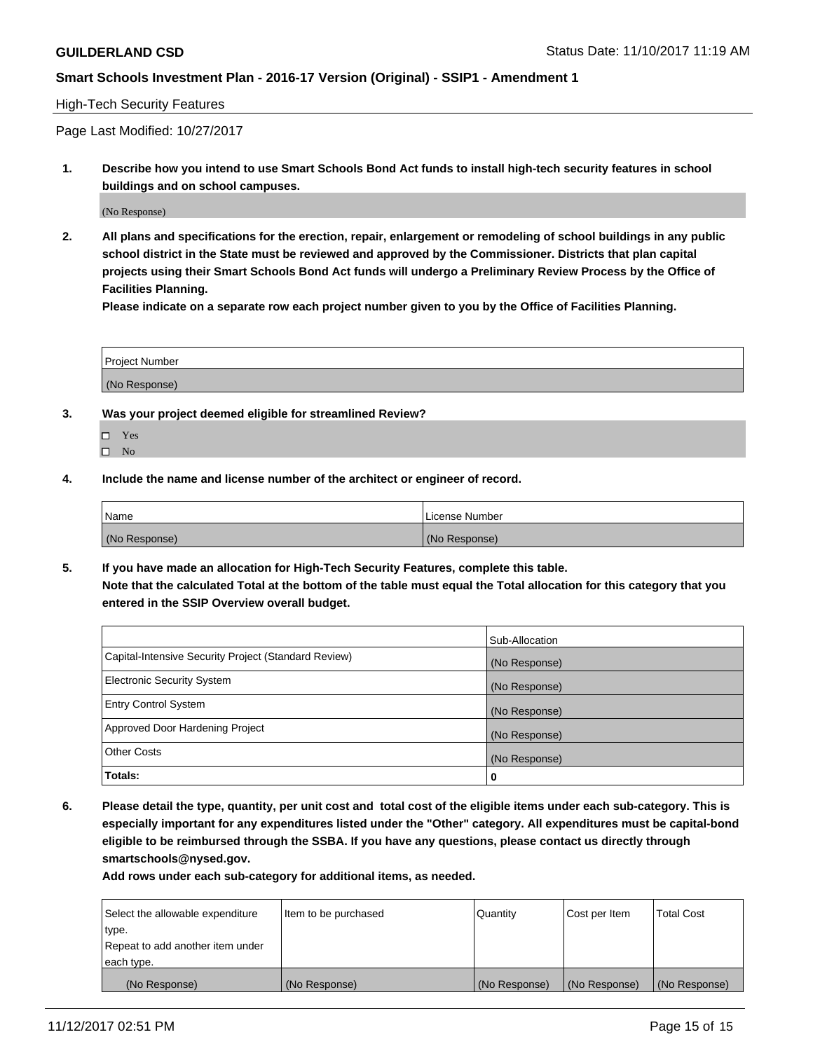High-Tech Security Features

Page Last Modified: 10/27/2017

**1. Describe how you intend to use Smart Schools Bond Act funds to install high-tech security features in school buildings and on school campuses.**

(No Response)

**2. All plans and specifications for the erection, repair, enlargement or remodeling of school buildings in any public school district in the State must be reviewed and approved by the Commissioner. Districts that plan capital projects using their Smart Schools Bond Act funds will undergo a Preliminary Review Process by the Office of Facilities Planning.**

**Please indicate on a separate row each project number given to you by the Office of Facilities Planning.**

| Project Number |
|---|
| (No Response) |

**3. Was your project deemed eligible for streamlined Review?**

- ☐ Yes
- ☐ No

**4. Include the name and license number of the architect or engineer of record.**

| Name | License Number |
|---|---|
| (No Response) | (No Response) |

**5. If you have made an allocation for High-Tech Security Features, complete this table.**
**Note that the calculated Total at the bottom of the table must equal the Total allocation for this category that you entered in the SSIP Overview overall budget.**

| | Sub-Allocation |
|---|---|
| Capital-Intensive Security Project (Standard Review) | (No Response) |
| Electronic Security System | (No Response) |
| Entry Control System | (No Response) |
| Approved Door Hardening Project | (No Response) |
| Other Costs | (No Response) |
| **Totals:** | **0** |

**6. Please detail the type, quantity, per unit cost and total cost of the eligible items under each sub-category. This is especially important for any expenditures listed under the "Other" category. All expenditures must be capital-bond eligible to be reimbursed through the SSBA. If you have any questions, please contact us directly through smartschools@nysed.gov.**

**Add rows under each sub-category for additional items, as needed.**

| Select the allowable expenditure type. Repeat to add another item under each type. | Item to be purchased | Quantity | Cost per Item | Total Cost |
|---|---|---|---|---|
| (No Response) | (No Response) | (No Response) | (No Response) | (No Response) |